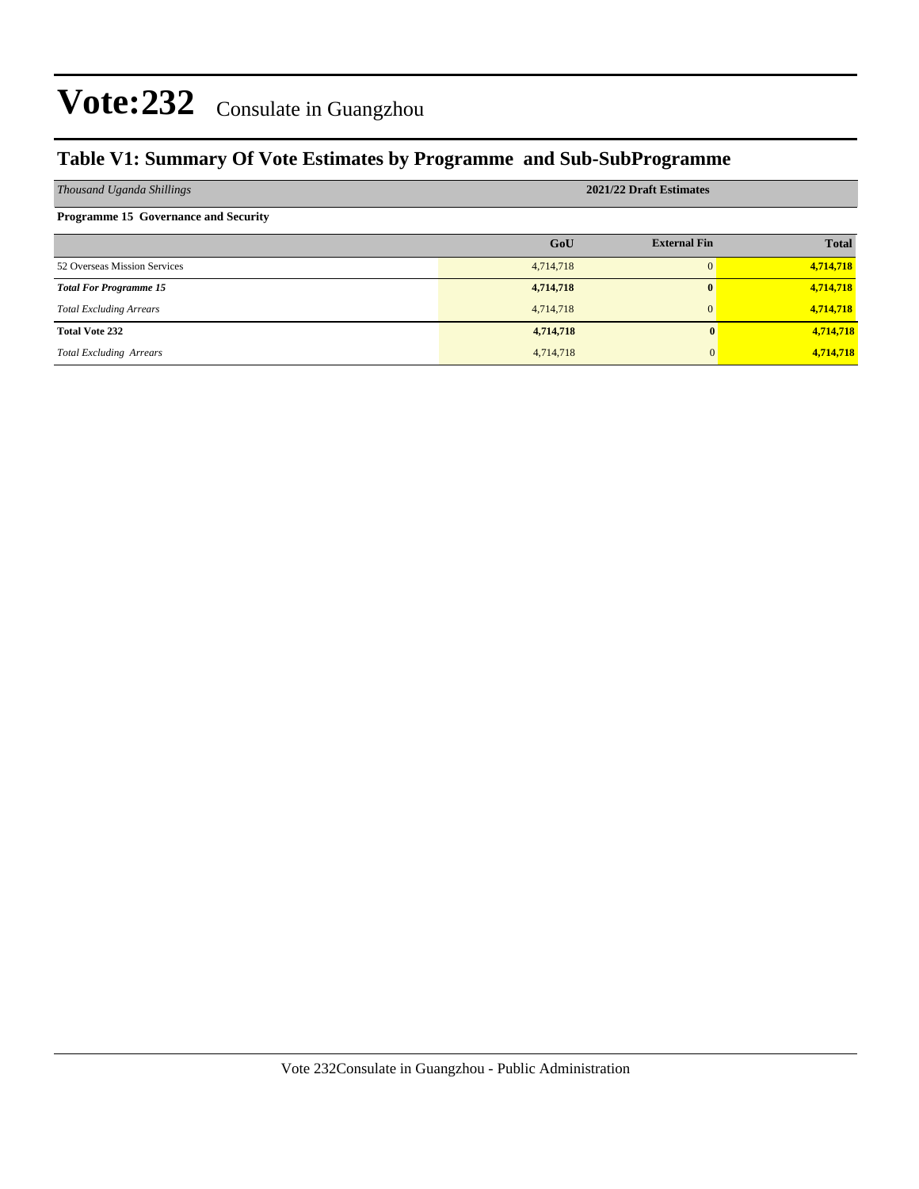# Vote:232 Consulate in Guangzhou

## Table V1: Summary Of Vote Estimates by Programme and Sub-SubProgramme

| *Thousand Uganda Shillings* | 2021/22 Draft Estimates | | |
|---|---|---|---|
| **Programme 15 Governance and Security** | | | |
| | **GoU** | **External Fin** | **Total** |
| 52 Overseas Mission Services | 4,714,718 | 0 | **4,714,718** |
| ***Total For Programme 15*** | **4,714,718** | **0** | **4,714,718** |
| *Total Excluding Arrears* | 4,714,718 | 0 | **4,714,718** |
| **Total Vote 232** | **4,714,718** | **0** | **4,714,718** |
| *Total Excluding Arrears* | 4,714,718 | 0 | **4,714,718** |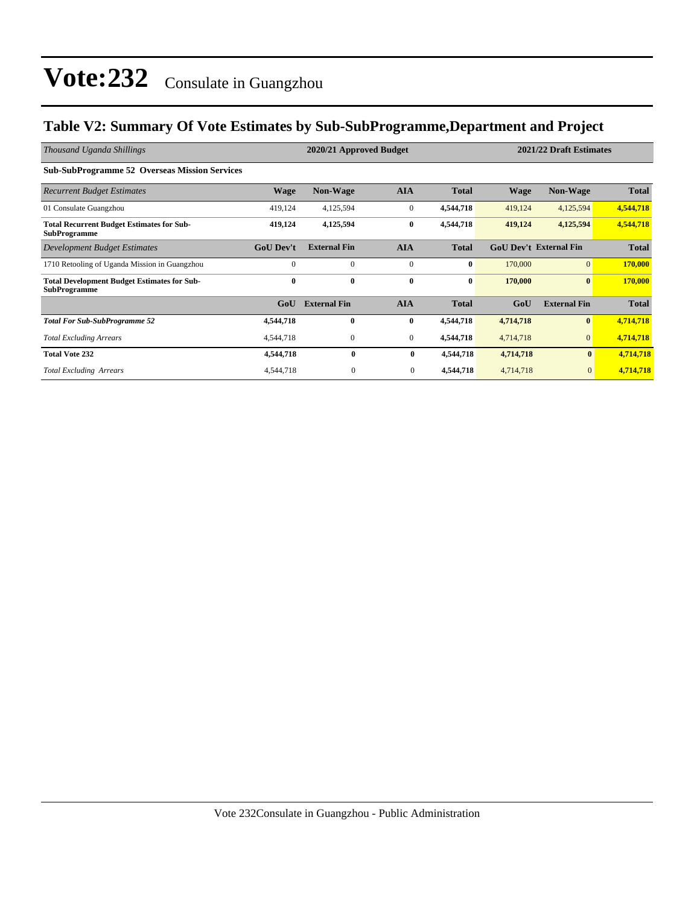# Vote:232 Consulate in Guangzhou

## Table V2: Summary Of Vote Estimates by Sub-SubProgramme,Department and Project

| *Thousand Uganda Shillings* | 2020/21 Approved Budget | | | | 2021/22 Draft Estimates | | |
|---|---|---|---|---|---|---|---|
| **Sub-SubProgramme 52 Overseas Mission Services** | | | | | | | |
| *Recurrent Budget Estimates* | **Wage** | **Non-Wage** | **AIA** | **Total** | **Wage** | **Non-Wage** | **Total** |
| 01 Consulate Guangzhou | 419,124 | 4,125,594 | 0 | **4,544,718** | 419,124 | 4,125,594 | **4,544,718** |
| **Total Recurrent Budget Estimates for Sub-SubProgramme** | **419,124** | **4,125,594** | **0** | **4,544,718** | **419,124** | **4,125,594** | **4,544,718** |
| *Development Budget Estimates* | **GoU Dev't** | **External Fin** | **AIA** | **Total** | **GoU Dev't** | **External Fin** | **Total** |
| 1710 Retooling of Uganda Mission in Guangzhou | 0 | 0 | 0 | **0** | 170,000 | 0 | **170,000** |
| **Total Development Budget Estimates for Sub-SubProgramme** | **0** | **0** | **0** | **0** | **170,000** | **0** | **170,000** |
| | **GoU** | **External Fin** | **AIA** | **Total** | **GoU** | **External Fin** | **Total** |
| ***Total For Sub-SubProgramme 52*** | **4,544,718** | **0** | **0** | **4,544,718** | **4,714,718** | **0** | **4,714,718** |
| *Total Excluding Arrears* | 4,544,718 | 0 | 0 | **4,544,718** | 4,714,718 | 0 | **4,714,718** |
| **Total Vote 232** | **4,544,718** | **0** | **0** | **4,544,718** | **4,714,718** | **0** | **4,714,718** |
| *Total Excluding Arrears* | 4,544,718 | 0 | 0 | **4,544,718** | 4,714,718 | 0 | **4,714,718** |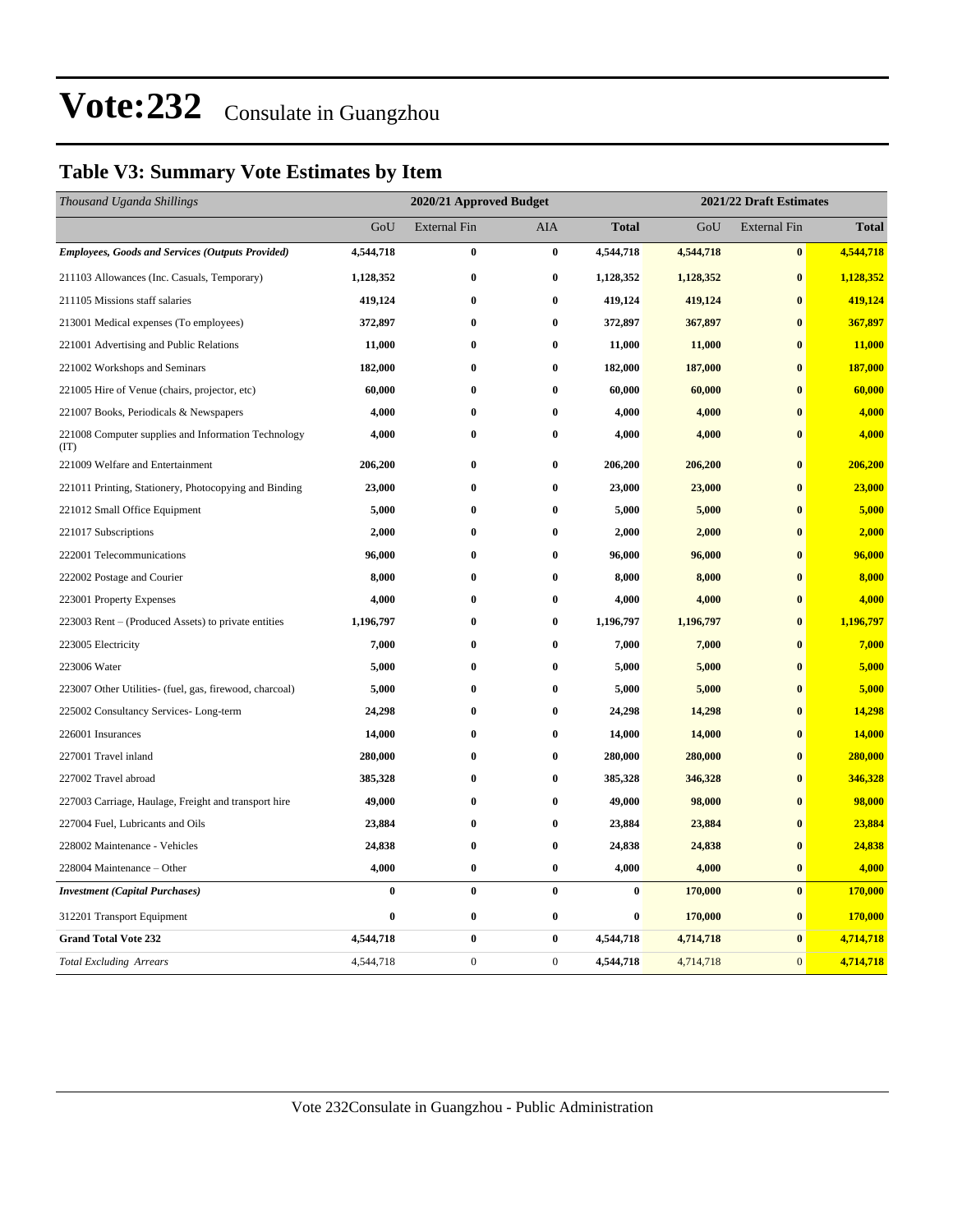# Vote:232 Consulate in Guangzhou

## Table V3: Summary Vote Estimates by Item

| *Thousand Uganda Shillings* | 2020/21 Approved Budget | | | | 2021/22 Draft Estimates | | |
|---|---|---|---|---|---|---|---|
| | GoU | External Fin | AIA | **Total** | GoU | External Fin | **Total** |
| ***Employees, Goods and Services (Outputs Provided)*** | **4,544,718** | **0** | **0** | **4,544,718** | **4,544,718** | **0** | **4,544,718** |
| 211103 Allowances (Inc. Casuals, Temporary) | **1,128,352** | **0** | **0** | **1,128,352** | **1,128,352** | **0** | **1,128,352** |
| 211105 Missions staff salaries | **419,124** | **0** | **0** | **419,124** | **419,124** | **0** | **419,124** |
| 213001 Medical expenses (To employees) | **372,897** | **0** | **0** | **372,897** | **367,897** | **0** | **367,897** |
| 221001 Advertising and Public Relations | **11,000** | **0** | **0** | **11,000** | **11,000** | **0** | **11,000** |
| 221002 Workshops and Seminars | **182,000** | **0** | **0** | **182,000** | **187,000** | **0** | **187,000** |
| 221005 Hire of Venue (chairs, projector, etc) | **60,000** | **0** | **0** | **60,000** | **60,000** | **0** | **60,000** |
| 221007 Books, Periodicals & Newspapers | **4,000** | **0** | **0** | **4,000** | **4,000** | **0** | **4,000** |
| 221008 Computer supplies and Information Technology (IT) | **4,000** | **0** | **0** | **4,000** | **4,000** | **0** | **4,000** |
| 221009 Welfare and Entertainment | **206,200** | **0** | **0** | **206,200** | **206,200** | **0** | **206,200** |
| 221011 Printing, Stationery, Photocopying and Binding | **23,000** | **0** | **0** | **23,000** | **23,000** | **0** | **23,000** |
| 221012 Small Office Equipment | **5,000** | **0** | **0** | **5,000** | **5,000** | **0** | **5,000** |
| 221017 Subscriptions | **2,000** | **0** | **0** | **2,000** | **2,000** | **0** | **2,000** |
| 222001 Telecommunications | **96,000** | **0** | **0** | **96,000** | **96,000** | **0** | **96,000** |
| 222002 Postage and Courier | **8,000** | **0** | **0** | **8,000** | **8,000** | **0** | **8,000** |
| 223001 Property Expenses | **4,000** | **0** | **0** | **4,000** | **4,000** | **0** | **4,000** |
| 223003 Rent – (Produced Assets) to private entities | **1,196,797** | **0** | **0** | **1,196,797** | **1,196,797** | **0** | **1,196,797** |
| 223005 Electricity | **7,000** | **0** | **0** | **7,000** | **7,000** | **0** | **7,000** |
| 223006 Water | **5,000** | **0** | **0** | **5,000** | **5,000** | **0** | **5,000** |
| 223007 Other Utilities- (fuel, gas, firewood, charcoal) | **5,000** | **0** | **0** | **5,000** | **5,000** | **0** | **5,000** |
| 225002 Consultancy Services- Long-term | **24,298** | **0** | **0** | **24,298** | **14,298** | **0** | **14,298** |
| 226001 Insurances | **14,000** | **0** | **0** | **14,000** | **14,000** | **0** | **14,000** |
| 227001 Travel inland | **280,000** | **0** | **0** | **280,000** | **280,000** | **0** | **280,000** |
| 227002 Travel abroad | **385,328** | **0** | **0** | **385,328** | **346,328** | **0** | **346,328** |
| 227003 Carriage, Haulage, Freight and transport hire | **49,000** | **0** | **0** | **49,000** | **98,000** | **0** | **98,000** |
| 227004 Fuel, Lubricants and Oils | **23,884** | **0** | **0** | **23,884** | **23,884** | **0** | **23,884** |
| 228002 Maintenance - Vehicles | **24,838** | **0** | **0** | **24,838** | **24,838** | **0** | **24,838** |
| 228004 Maintenance – Other | **4,000** | **0** | **0** | **4,000** | **4,000** | **0** | **4,000** |
| ***Investment (Capital Purchases)*** | **0** | **0** | **0** | **0** | **170,000** | **0** | **170,000** |
| 312201 Transport Equipment | **0** | **0** | **0** | **0** | **170,000** | **0** | **170,000** |
| **Grand Total Vote 232** | **4,544,718** | **0** | **0** | **4,544,718** | **4,714,718** | **0** | **4,714,718** |
| *Total Excluding Arrears* | 4,544,718 | 0 | 0 | **4,544,718** | 4,714,718 | 0 | **4,714,718** |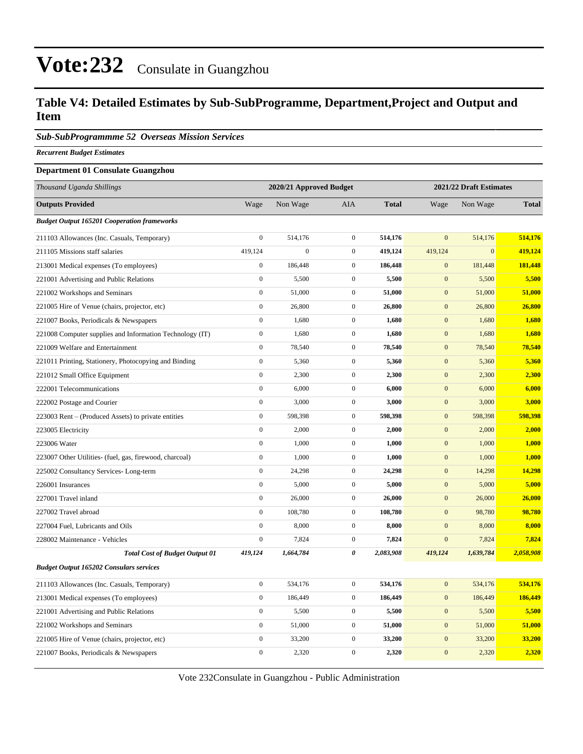# Vote:232 Consulate in Guangzhou

## Table V4: Detailed Estimates by Sub-SubProgramme, Department,Project and Output and Item

### *Sub-SubProgrammme 52 Overseas Mission Services*

***Recurrent Budget Estimates***

**Department 01 Consulate Guangzhou**

| *Thousand Uganda Shillings* | 2020/21 Approved Budget | | | | 2021/22 Draft Estimates | | |
|---|---|---|---|---|---|---|---|
| **Outputs Provided** | Wage | Non Wage | AIA | **Total** | Wage | Non Wage | **Total** |
| ***Budget Output 165201 Cooperation frameworks*** | | | | | | | |
| 211103 Allowances (Inc. Casuals, Temporary) | 0 | 514,176 | 0 | **514,176** | 0 | 514,176 | **514,176** |
| 211105 Missions staff salaries | 419,124 | 0 | 0 | **419,124** | 419,124 | 0 | **419,124** |
| 213001 Medical expenses (To employees) | 0 | 186,448 | 0 | **186,448** | 0 | 181,448 | **181,448** |
| 221001 Advertising and Public Relations | 0 | 5,500 | 0 | **5,500** | 0 | 5,500 | **5,500** |
| 221002 Workshops and Seminars | 0 | 51,000 | 0 | **51,000** | 0 | 51,000 | **51,000** |
| 221005 Hire of Venue (chairs, projector, etc) | 0 | 26,800 | 0 | **26,800** | 0 | 26,800 | **26,800** |
| 221007 Books, Periodicals & Newspapers | 0 | 1,680 | 0 | **1,680** | 0 | 1,680 | **1,680** |
| 221008 Computer supplies and Information Technology (IT) | 0 | 1,680 | 0 | **1,680** | 0 | 1,680 | **1,680** |
| 221009 Welfare and Entertainment | 0 | 78,540 | 0 | **78,540** | 0 | 78,540 | **78,540** |
| 221011 Printing, Stationery, Photocopying and Binding | 0 | 5,360 | 0 | **5,360** | 0 | 5,360 | **5,360** |
| 221012 Small Office Equipment | 0 | 2,300 | 0 | **2,300** | 0 | 2,300 | **2,300** |
| 222001 Telecommunications | 0 | 6,000 | 0 | **6,000** | 0 | 6,000 | **6,000** |
| 222002 Postage and Courier | 0 | 3,000 | 0 | **3,000** | 0 | 3,000 | **3,000** |
| 223003 Rent – (Produced Assets) to private entities | 0 | 598,398 | 0 | **598,398** | 0 | 598,398 | **598,398** |
| 223005 Electricity | 0 | 2,000 | 0 | **2,000** | 0 | 2,000 | **2,000** |
| 223006 Water | 0 | 1,000 | 0 | **1,000** | 0 | 1,000 | **1,000** |
| 223007 Other Utilities- (fuel, gas, firewood, charcoal) | 0 | 1,000 | 0 | **1,000** | 0 | 1,000 | **1,000** |
| 225002 Consultancy Services- Long-term | 0 | 24,298 | 0 | **24,298** | 0 | 14,298 | **14,298** |
| 226001 Insurances | 0 | 5,000 | 0 | **5,000** | 0 | 5,000 | **5,000** |
| 227001 Travel inland | 0 | 26,000 | 0 | **26,000** | 0 | 26,000 | **26,000** |
| 227002 Travel abroad | 0 | 108,780 | 0 | **108,780** | 0 | 98,780 | **98,780** |
| 227004 Fuel, Lubricants and Oils | 0 | 8,000 | 0 | **8,000** | 0 | 8,000 | **8,000** |
| 228002 Maintenance - Vehicles | 0 | 7,824 | 0 | **7,824** | 0 | 7,824 | **7,824** |
| ***Total Cost of Budget Output 01*** | *419,124* | *1,664,784* | *0* | *2,083,908* | *419,124* | *1,639,784* | *2,058,908* |
| ***Budget Output 165202 Consulars services*** | | | | | | | |
| 211103 Allowances (Inc. Casuals, Temporary) | 0 | 534,176 | 0 | **534,176** | 0 | 534,176 | **534,176** |
| 213001 Medical expenses (To employees) | 0 | 186,449 | 0 | **186,449** | 0 | 186,449 | **186,449** |
| 221001 Advertising and Public Relations | 0 | 5,500 | 0 | **5,500** | 0 | 5,500 | **5,500** |
| 221002 Workshops and Seminars | 0 | 51,000 | 0 | **51,000** | 0 | 51,000 | **51,000** |
| 221005 Hire of Venue (chairs, projector, etc) | 0 | 33,200 | 0 | **33,200** | 0 | 33,200 | **33,200** |
| 221007 Books, Periodicals & Newspapers | 0 | 2,320 | 0 | **2,320** | 0 | 2,320 | **2,320** |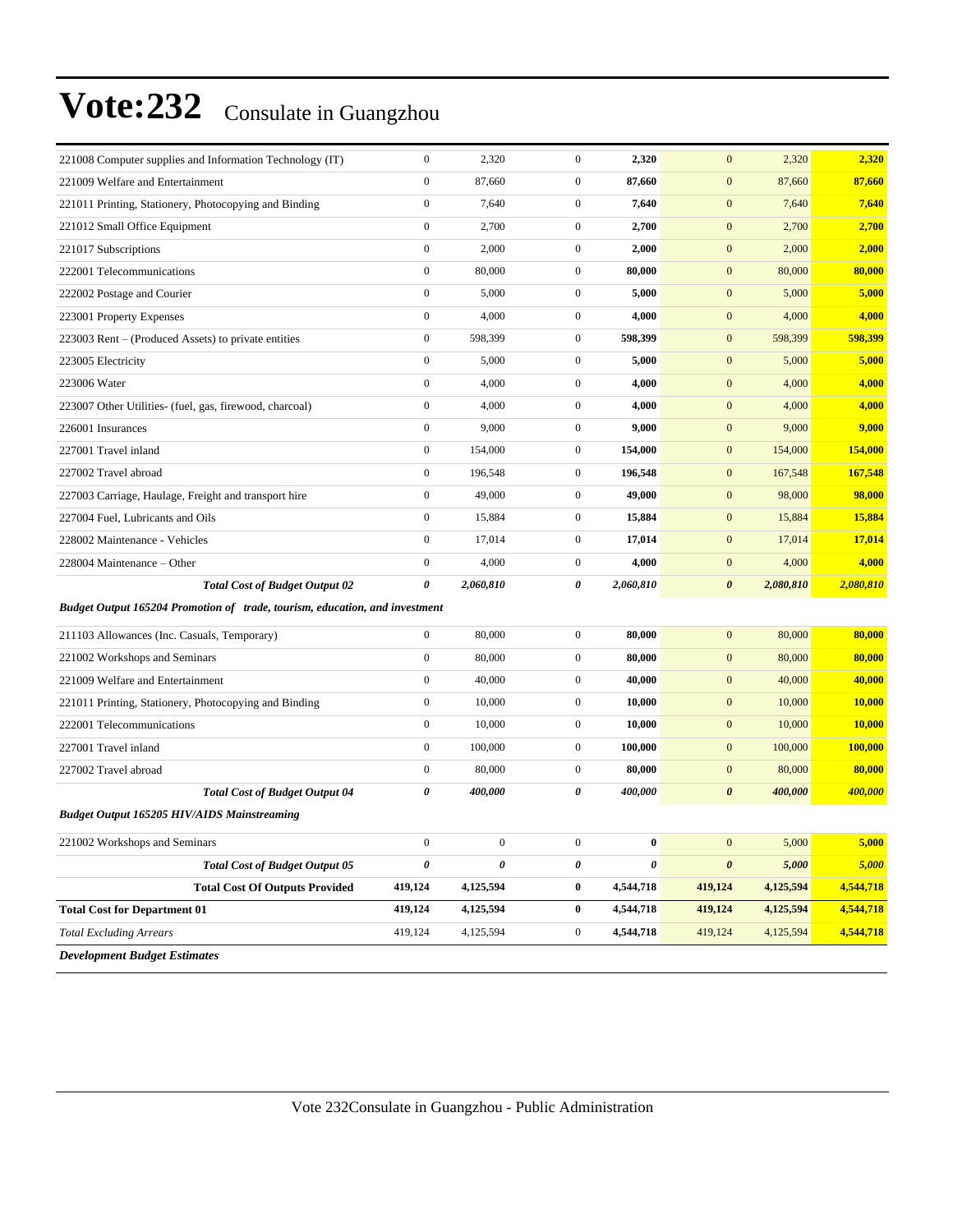# Vote:232 Consulate in Guangzhou

| | | | | | | | |
|---|---|---|---|---|---|---|---|
| 221008 Computer supplies and Information Technology (IT) | 0 | 2,320 | 0 | **2,320** | 0 | 2,320 | **2,320** |
| 221009 Welfare and Entertainment | 0 | 87,660 | 0 | **87,660** | 0 | 87,660 | **87,660** |
| 221011 Printing, Stationery, Photocopying and Binding | 0 | 7,640 | 0 | **7,640** | 0 | 7,640 | **7,640** |
| 221012 Small Office Equipment | 0 | 2,700 | 0 | **2,700** | 0 | 2,700 | **2,700** |
| 221017 Subscriptions | 0 | 2,000 | 0 | **2,000** | 0 | 2,000 | **2,000** |
| 222001 Telecommunications | 0 | 80,000 | 0 | **80,000** | 0 | 80,000 | **80,000** |
| 222002 Postage and Courier | 0 | 5,000 | 0 | **5,000** | 0 | 5,000 | **5,000** |
| 223001 Property Expenses | 0 | 4,000 | 0 | **4,000** | 0 | 4,000 | **4,000** |
| 223003 Rent – (Produced Assets) to private entities | 0 | 598,399 | 0 | **598,399** | 0 | 598,399 | **598,399** |
| 223005 Electricity | 0 | 5,000 | 0 | **5,000** | 0 | 5,000 | **5,000** |
| 223006 Water | 0 | 4,000 | 0 | **4,000** | 0 | 4,000 | **4,000** |
| 223007 Other Utilities- (fuel, gas, firewood, charcoal) | 0 | 4,000 | 0 | **4,000** | 0 | 4,000 | **4,000** |
| 226001 Insurances | 0 | 9,000 | 0 | **9,000** | 0 | 9,000 | **9,000** |
| 227001 Travel inland | 0 | 154,000 | 0 | **154,000** | 0 | 154,000 | **154,000** |
| 227002 Travel abroad | 0 | 196,548 | 0 | **196,548** | 0 | 167,548 | **167,548** |
| 227003 Carriage, Haulage, Freight and transport hire | 0 | 49,000 | 0 | **49,000** | 0 | 98,000 | **98,000** |
| 227004 Fuel, Lubricants and Oils | 0 | 15,884 | 0 | **15,884** | 0 | 15,884 | **15,884** |
| 228002 Maintenance - Vehicles | 0 | 17,014 | 0 | **17,014** | 0 | 17,014 | **17,014** |
| 228004 Maintenance – Other | 0 | 4,000 | 0 | **4,000** | 0 | 4,000 | **4,000** |
| ***Total Cost of Budget Output 02*** | ***0*** | ***2,060,810*** | ***0*** | ***2,060,810*** | ***0*** | ***2,080,810*** | ***2,080,810*** |
| ***Budget Output 165204 Promotion of trade, tourism, education, and investment*** | | | | | | | |
| 211103 Allowances (Inc. Casuals, Temporary) | 0 | 80,000 | 0 | **80,000** | 0 | 80,000 | **80,000** |
| 221002 Workshops and Seminars | 0 | 80,000 | 0 | **80,000** | 0 | 80,000 | **80,000** |
| 221009 Welfare and Entertainment | 0 | 40,000 | 0 | **40,000** | 0 | 40,000 | **40,000** |
| 221011 Printing, Stationery, Photocopying and Binding | 0 | 10,000 | 0 | **10,000** | 0 | 10,000 | **10,000** |
| 222001 Telecommunications | 0 | 10,000 | 0 | **10,000** | 0 | 10,000 | **10,000** |
| 227001 Travel inland | 0 | 100,000 | 0 | **100,000** | 0 | 100,000 | **100,000** |
| 227002 Travel abroad | 0 | 80,000 | 0 | **80,000** | 0 | 80,000 | **80,000** |
| ***Total Cost of Budget Output 04*** | ***0*** | ***400,000*** | ***0*** | ***400,000*** | ***0*** | ***400,000*** | ***400,000*** |
| ***Budget Output 165205 HIV/AIDS Mainstreaming*** | | | | | | | |
| 221002 Workshops and Seminars | 0 | 0 | 0 | **0** | 0 | 5,000 | **5,000** |
| ***Total Cost of Budget Output 05*** | ***0*** | ***0*** | ***0*** | ***0*** | ***0*** | ***5,000*** | ***5,000*** |
| **Total Cost Of Outputs Provided** | **419,124** | **4,125,594** | **0** | **4,544,718** | **419,124** | **4,125,594** | **4,544,718** |
| **Total Cost for Department 01** | **419,124** | **4,125,594** | **0** | **4,544,718** | **419,124** | **4,125,594** | **4,544,718** |
| *Total Excluding Arrears* | 419,124 | 4,125,594 | 0 | **4,544,718** | 419,124 | 4,125,594 | **4,544,718** |
| ***Development Budget Estimates*** | | | | | | | |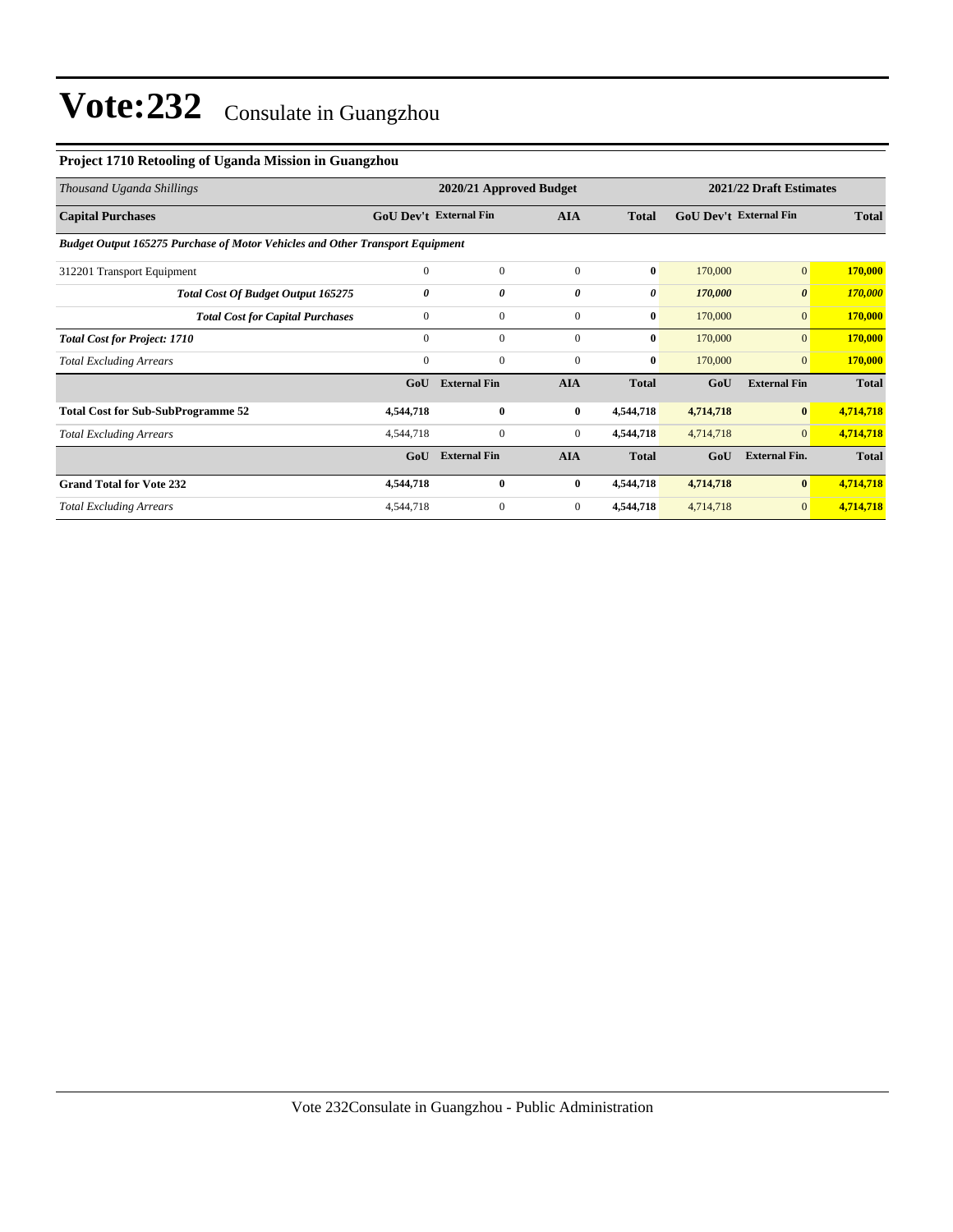# Vote:232 Consulate in Guangzhou

### Project 1710 Retooling of Uganda Mission in Guangzhou

| *Thousand Uganda Shillings* | 2020/21 Approved Budget | | | | 2021/22 Draft Estimates | | |
|---|---|---|---|---|---|---|---|
| **Capital Purchases** | **GoU Dev't** | **External Fin** | **AIA** | **Total** | **GoU Dev't** | **External Fin** | **Total** |
| ***Budget Output 165275 Purchase of Motor Vehicles and Other Transport Equipment*** | | | | | | | |
| 312201 Transport Equipment | 0 | 0 | 0 | **0** | 170,000 | 0 | **170,000** |
| ***Total Cost Of Budget Output 165275*** | ***0*** | ***0*** | ***0*** | ***0*** | ***170,000*** | ***0*** | ***170,000*** |
| ***Total Cost for Capital Purchases*** | 0 | 0 | 0 | **0** | 170,000 | 0 | **170,000** |
| ***Total Cost for Project: 1710*** | 0 | 0 | 0 | **0** | 170,000 | 0 | **170,000** |
| *Total Excluding Arrears* | 0 | 0 | 0 | **0** | 170,000 | 0 | **170,000** |
| | **GoU** | **External Fin** | **AIA** | **Total** | **GoU** | **External Fin** | **Total** |
| **Total Cost for Sub-SubProgramme 52** | **4,544,718** | **0** | **0** | **4,544,718** | **4,714,718** | **0** | **4,714,718** |
| *Total Excluding Arrears* | 4,544,718 | 0 | 0 | **4,544,718** | 4,714,718 | 0 | **4,714,718** |
| | **GoU** | **External Fin** | **AIA** | **Total** | **GoU** | **External Fin.** | **Total** |
| **Grand Total for Vote 232** | **4,544,718** | **0** | **0** | **4,544,718** | **4,714,718** | **0** | **4,714,718** |
| *Total Excluding Arrears* | 4,544,718 | 0 | 0 | **4,544,718** | 4,714,718 | 0 | **4,714,718** |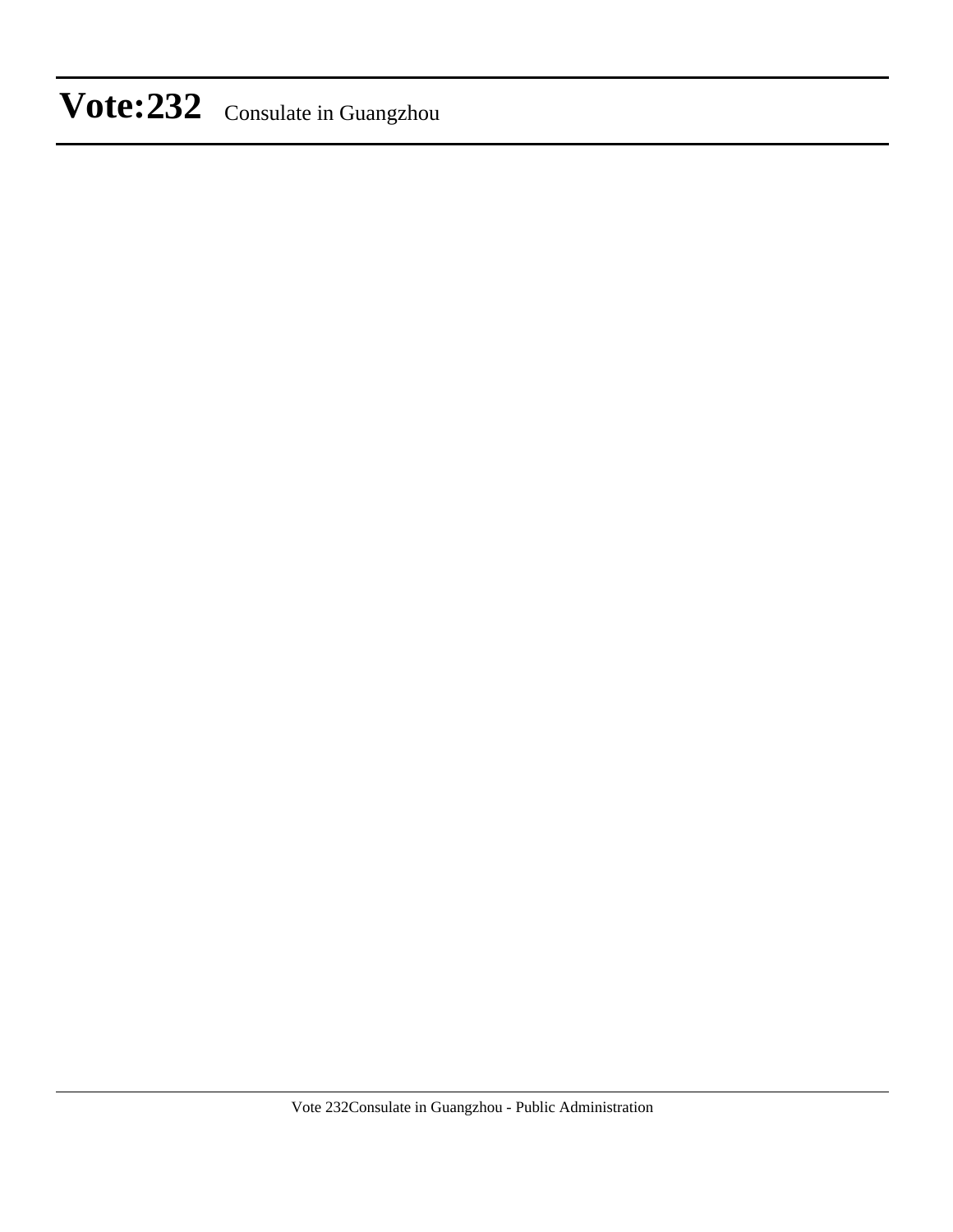# Vote:232 Consulate in Guangzhou